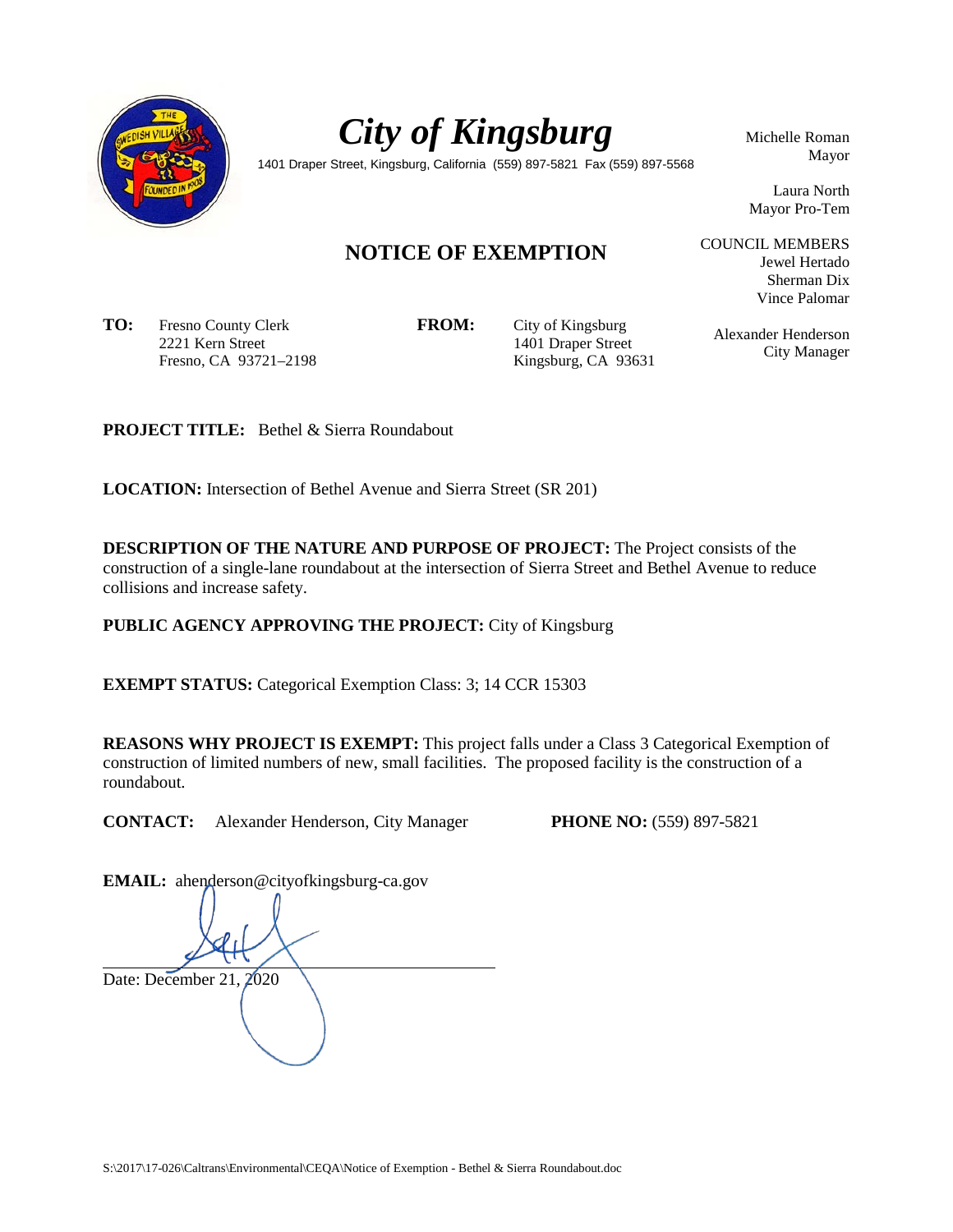# *City of Kingsburg*

1401 Draper Street, Kingsburg, California (559) 897-5821 Fax (559) 897-5568

Michelle Roman
Mayor

Laura North
Mayor Pro-Tem

COUNCIL MEMBERS
Jewel Hertado
Sherman Dix
Vince Palomar

Alexander Henderson
City Manager

## NOTICE OF EXEMPTION

**TO:** Fresno County Clerk
2221 Kern Street
Fresno, CA 93721–2198

**FROM:** City of Kingsburg
1401 Draper Street
Kingsburg, CA 93631

**PROJECT TITLE:** Bethel & Sierra Roundabout

**LOCATION:** Intersection of Bethel Avenue and Sierra Street (SR 201)

**DESCRIPTION OF THE NATURE AND PURPOSE OF PROJECT:** The Project consists of the construction of a single-lane roundabout at the intersection of Sierra Street and Bethel Avenue to reduce collisions and increase safety.

**PUBLIC AGENCY APPROVING THE PROJECT:** City of Kingsburg

**EXEMPT STATUS:** Categorical Exemption Class: 3; 14 CCR 15303

**REASONS WHY PROJECT IS EXEMPT:** This project falls under a Class 3 Categorical Exemption of construction of limited numbers of new, small facilities. The proposed facility is the construction of a roundabout.

**CONTACT:** Alexander Henderson, City Manager **PHONE NO:** (559) 897-5821

**EMAIL:** ahenderson@cityofkingsburg-ca.gov

Date: December 21, 2020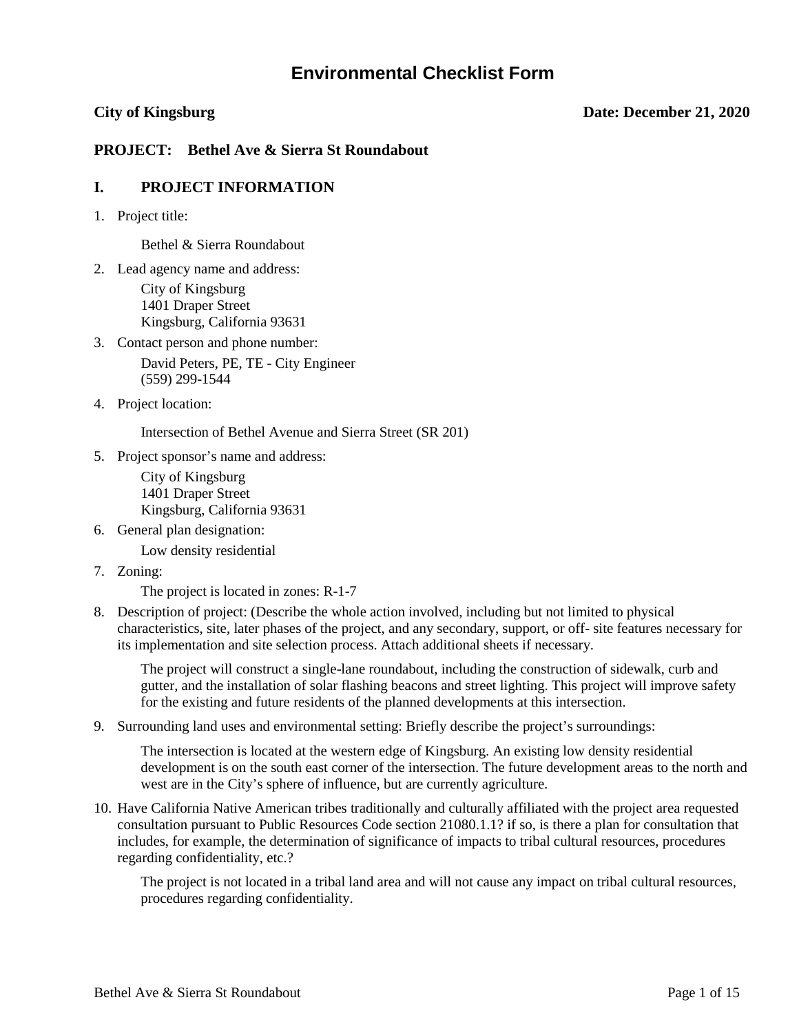# Environmental Checklist Form

**City of Kingsburg** **Date: December 21, 2020**

**PROJECT: Bethel Ave & Sierra St Roundabout**

## I. PROJECT INFORMATION

1. Project title:

   Bethel & Sierra Roundabout

2. Lead agency name and address:

   City of Kingsburg
   1401 Draper Street
   Kingsburg, California 93631

3. Contact person and phone number:

   David Peters, PE, TE - City Engineer
   (559) 299-1544

4. Project location:

   Intersection of Bethel Avenue and Sierra Street (SR 201)

5. Project sponsor's name and address:

   City of Kingsburg
   1401 Draper Street
   Kingsburg, California 93631

6. General plan designation:

   Low density residential

7. Zoning:

   The project is located in zones: R-1-7

8. Description of project: (Describe the whole action involved, including but not limited to physical characteristics, site, later phases of the project, and any secondary, support, or off- site features necessary for its implementation and site selection process. Attach additional sheets if necessary.

   The project will construct a single-lane roundabout, including the construction of sidewalk, curb and gutter, and the installation of solar flashing beacons and street lighting. This project will improve safety for the existing and future residents of the planned developments at this intersection.

9. Surrounding land uses and environmental setting: Briefly describe the project's surroundings:

   The intersection is located at the western edge of Kingsburg. An existing low density residential development is on the south east corner of the intersection. The future development areas to the north and west are in the City's sphere of influence, but are currently agriculture.

10. Have California Native American tribes traditionally and culturally affiliated with the project area requested consultation pursuant to Public Resources Code section 21080.1.1? if so, is there a plan for consultation that includes, for example, the determination of significance of impacts to tribal cultural resources, procedures regarding confidentiality, etc.?

    The project is not located in a tribal land area and will not cause any impact on tribal cultural resources, procedures regarding confidentiality.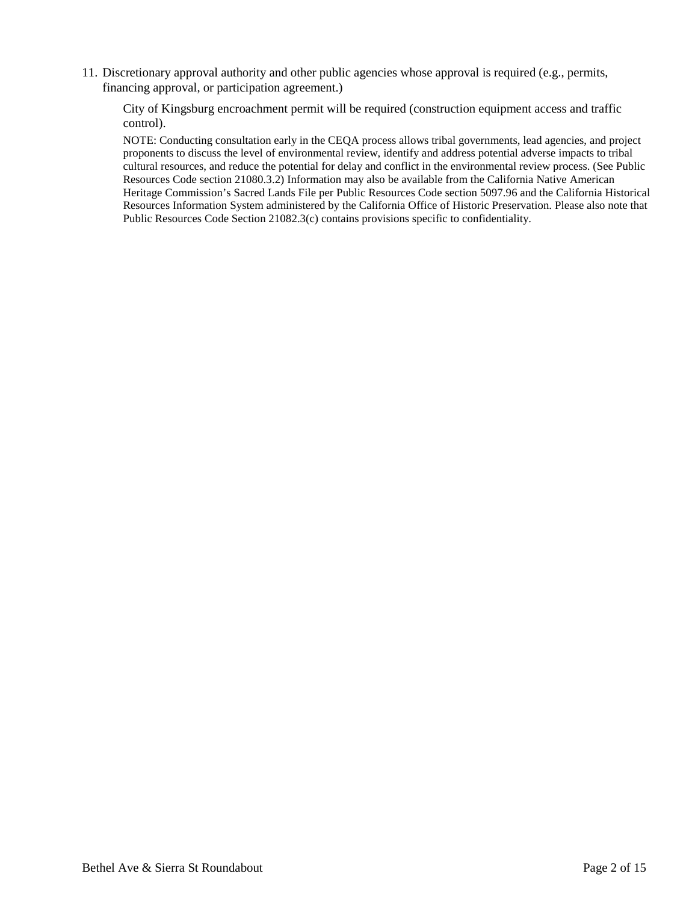11. Discretionary approval authority and other public agencies whose approval is required (e.g., permits, financing approval, or participation agreement.)

    City of Kingsburg encroachment permit will be required (construction equipment access and traffic control).

    NOTE: Conducting consultation early in the CEQA process allows tribal governments, lead agencies, and project proponents to discuss the level of environmental review, identify and address potential adverse impacts to tribal cultural resources, and reduce the potential for delay and conflict in the environmental review process. (See Public Resources Code section 21080.3.2) Information may also be available from the California Native American Heritage Commission's Sacred Lands File per Public Resources Code section 5097.96 and the California Historical Resources Information System administered by the California Office of Historic Preservation. Please also note that Public Resources Code Section 21082.3(c) contains provisions specific to confidentiality.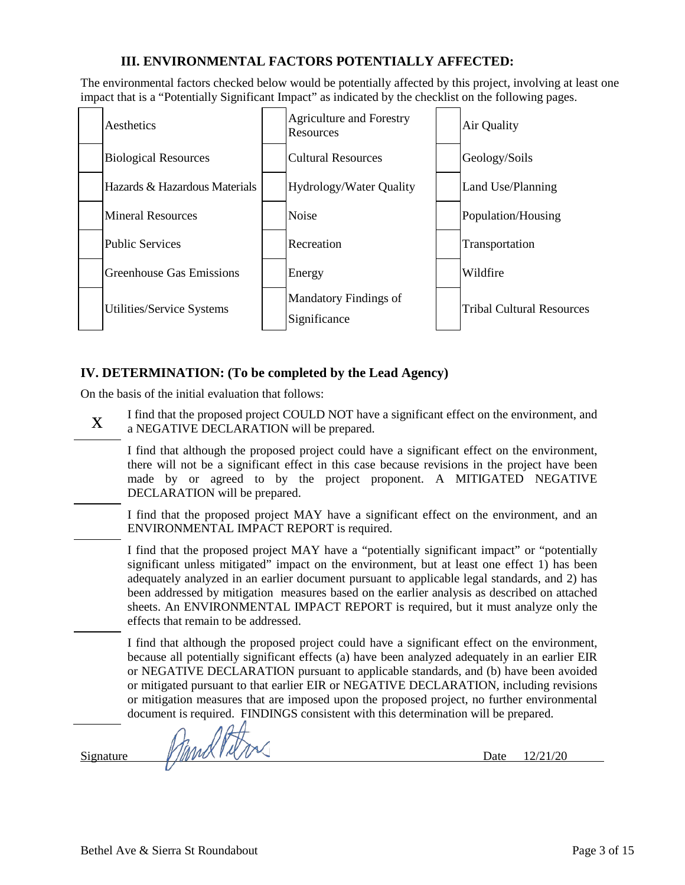## III. ENVIRONMENTAL FACTORS POTENTIALLY AFFECTED:

The environmental factors checked below would be potentially affected by this project, involving at least one impact that is a "Potentially Significant Impact" as indicated by the checklist on the following pages.

| | | | | | |
|---|---|---|---|---|---|
| | Aesthetics | | Agriculture and Forestry Resources | | Air Quality |
| | Biological Resources | | Cultural Resources | | Geology/Soils |
| | Hazards & Hazardous Materials | | Hydrology/Water Quality | | Land Use/Planning |
| | Mineral Resources | | Noise | | Population/Housing |
| | Public Services | | Recreation | | Transportation |
| | Greenhouse Gas Emissions | | Energy | | Wildfire |
| | Utilities/Service Systems | | Mandatory Findings of Significance | | Tribal Cultural Resources |

## IV. DETERMINATION: (To be completed by the Lead Agency)

On the basis of the initial evaluation that follows:

X I find that the proposed project COULD NOT have a significant effect on the environment, and a NEGATIVE DECLARATION will be prepared.

___ I find that although the proposed project could have a significant effect on the environment, there will not be a significant effect in this case because revisions in the project have been made by or agreed to by the project proponent. A MITIGATED NEGATIVE DECLARATION will be prepared.

___ I find that the proposed project MAY have a significant effect on the environment, and an ENVIRONMENTAL IMPACT REPORT is required.

___ I find that the proposed project MAY have a "potentially significant impact" or "potentially significant unless mitigated" impact on the environment, but at least one effect 1) has been adequately analyzed in an earlier document pursuant to applicable legal standards, and 2) has been addressed by mitigation measures based on the earlier analysis as described on attached sheets. An ENVIRONMENTAL IMPACT REPORT is required, but it must analyze only the effects that remain to be addressed.

___ I find that although the proposed project could have a significant effect on the environment, because all potentially significant effects (a) have been analyzed adequately in an earlier EIR or NEGATIVE DECLARATION pursuant to applicable standards, and (b) have been avoided or mitigated pursuant to that earlier EIR or NEGATIVE DECLARATION, including revisions or mitigation measures that are imposed upon the proposed project, no further environmental document is required. FINDINGS consistent with this determination will be prepared.

Signature [signature] Date 12/21/20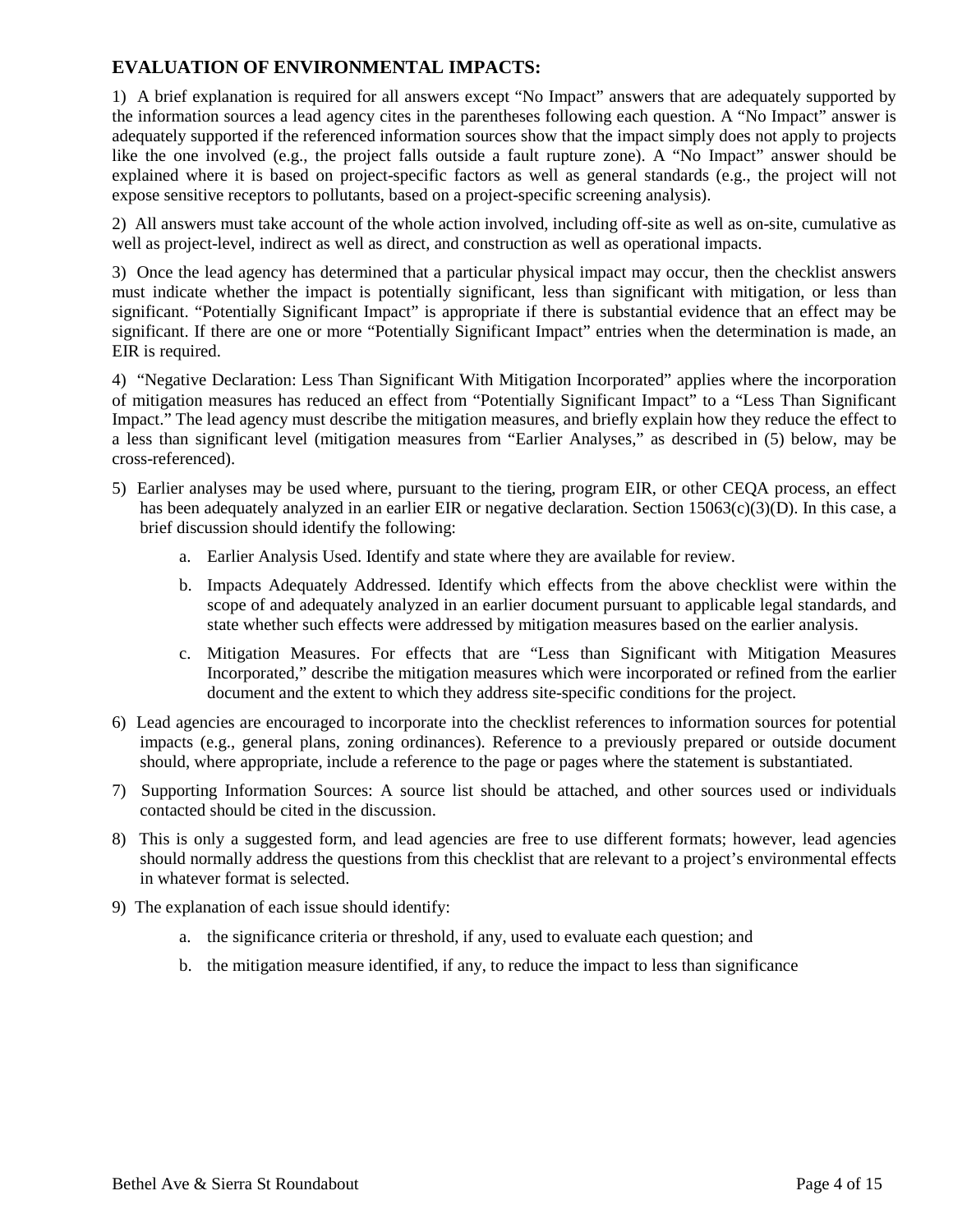## EVALUATION OF ENVIRONMENTAL IMPACTS:

1) A brief explanation is required for all answers except "No Impact" answers that are adequately supported by the information sources a lead agency cites in the parentheses following each question. A "No Impact" answer is adequately supported if the referenced information sources show that the impact simply does not apply to projects like the one involved (e.g., the project falls outside a fault rupture zone). A "No Impact" answer should be explained where it is based on project-specific factors as well as general standards (e.g., the project will not expose sensitive receptors to pollutants, based on a project-specific screening analysis).

2) All answers must take account of the whole action involved, including off-site as well as on-site, cumulative as well as project-level, indirect as well as direct, and construction as well as operational impacts.

3) Once the lead agency has determined that a particular physical impact may occur, then the checklist answers must indicate whether the impact is potentially significant, less than significant with mitigation, or less than significant. "Potentially Significant Impact" is appropriate if there is substantial evidence that an effect may be significant. If there are one or more "Potentially Significant Impact" entries when the determination is made, an EIR is required.

4) "Negative Declaration: Less Than Significant With Mitigation Incorporated" applies where the incorporation of mitigation measures has reduced an effect from "Potentially Significant Impact" to a "Less Than Significant Impact." The lead agency must describe the mitigation measures, and briefly explain how they reduce the effect to a less than significant level (mitigation measures from "Earlier Analyses," as described in (5) below, may be cross-referenced).

5) Earlier analyses may be used where, pursuant to the tiering, program EIR, or other CEQA process, an effect has been adequately analyzed in an earlier EIR or negative declaration. Section 15063(c)(3)(D). In this case, a brief discussion should identify the following:

   a. Earlier Analysis Used. Identify and state where they are available for review.

   b. Impacts Adequately Addressed. Identify which effects from the above checklist were within the scope of and adequately analyzed in an earlier document pursuant to applicable legal standards, and state whether such effects were addressed by mitigation measures based on the earlier analysis.

   c. Mitigation Measures. For effects that are "Less than Significant with Mitigation Measures Incorporated," describe the mitigation measures which were incorporated or refined from the earlier document and the extent to which they address site-specific conditions for the project.

6) Lead agencies are encouraged to incorporate into the checklist references to information sources for potential impacts (e.g., general plans, zoning ordinances). Reference to a previously prepared or outside document should, where appropriate, include a reference to the page or pages where the statement is substantiated.

7) Supporting Information Sources: A source list should be attached, and other sources used or individuals contacted should be cited in the discussion.

8) This is only a suggested form, and lead agencies are free to use different formats; however, lead agencies should normally address the questions from this checklist that are relevant to a project's environmental effects in whatever format is selected.

9) The explanation of each issue should identify:

   a. the significance criteria or threshold, if any, used to evaluate each question; and

   b. the mitigation measure identified, if any, to reduce the impact to less than significance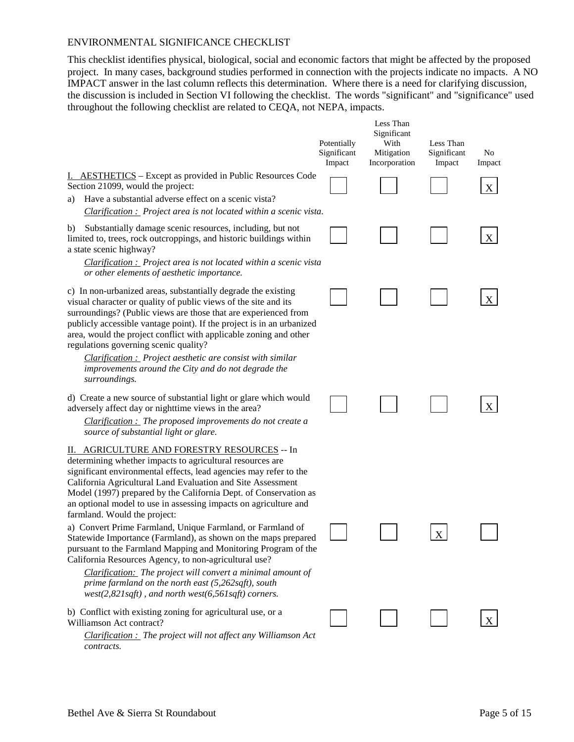ENVIRONMENTAL SIGNIFICANCE CHECKLIST

This checklist identifies physical, biological, social and economic factors that might be affected by the proposed project. In many cases, background studies performed in connection with the projects indicate no impacts. A NO IMPACT answer in the last column reflects this determination. Where there is a need for clarifying discussion, the discussion is included in Section VI following the checklist. The words "significant" and "significance" used throughout the following checklist are related to CEQA, not NEPA, impacts.

| | Potentially Significant Impact | Less Than Significant With Mitigation Incorporation | Less Than Significant Impact | No Impact |
|---|---|---|---|---|
| I. AESTHETICS – Except as provided in Public Resources Code Section 21099, would the project:<br>a) Have a substantial adverse effect on a scenic vista?<br>*Clarification : Project area is not located within a scenic vista.* | | | | X |
| b) Substantially damage scenic resources, including, but not limited to, trees, rock outcroppings, and historic buildings within a state scenic highway?<br>*Clarification : Project area is not located within a scenic vista or other elements of aesthetic importance.* | | | | X |
| c) In non-urbanized areas, substantially degrade the existing visual character or quality of public views of the site and its surroundings? (Public views are those that are experienced from publicly accessible vantage point). If the project is in an urbanized area, would the project conflict with applicable zoning and other regulations governing scenic quality?<br>*Clarification : Project aesthetic are consist with similar improvements around the City and do not degrade the surroundings.* | | | | X |
| d) Create a new source of substantial light or glare which would adversely affect day or nighttime views in the area?<br>*Clarification : The proposed improvements do not create a source of substantial light or glare.* | | | | X |
| II. AGRICULTURE AND FORESTRY RESOURCES -- In determining whether impacts to agricultural resources are significant environmental effects, lead agencies may refer to the California Agricultural Land Evaluation and Site Assessment Model (1997) prepared by the California Dept. of Conservation as an optional model to use in assessing impacts on agriculture and farmland. Would the project: | | | | |
| a) Convert Prime Farmland, Unique Farmland, or Farmland of Statewide Importance (Farmland), as shown on the maps prepared pursuant to the Farmland Mapping and Monitoring Program of the California Resources Agency, to non-agricultural use?<br>*Clarification: The project will convert a minimal amount of prime farmland on the north east (5,262sqft), south west(2,821sqft) , and north west(6,561sqft) corners.* | | | X | |
| b) Conflict with existing zoning for agricultural use, or a Williamson Act contract?<br>*Clarification : The project will not affect any Williamson Act contracts.* | | | | X |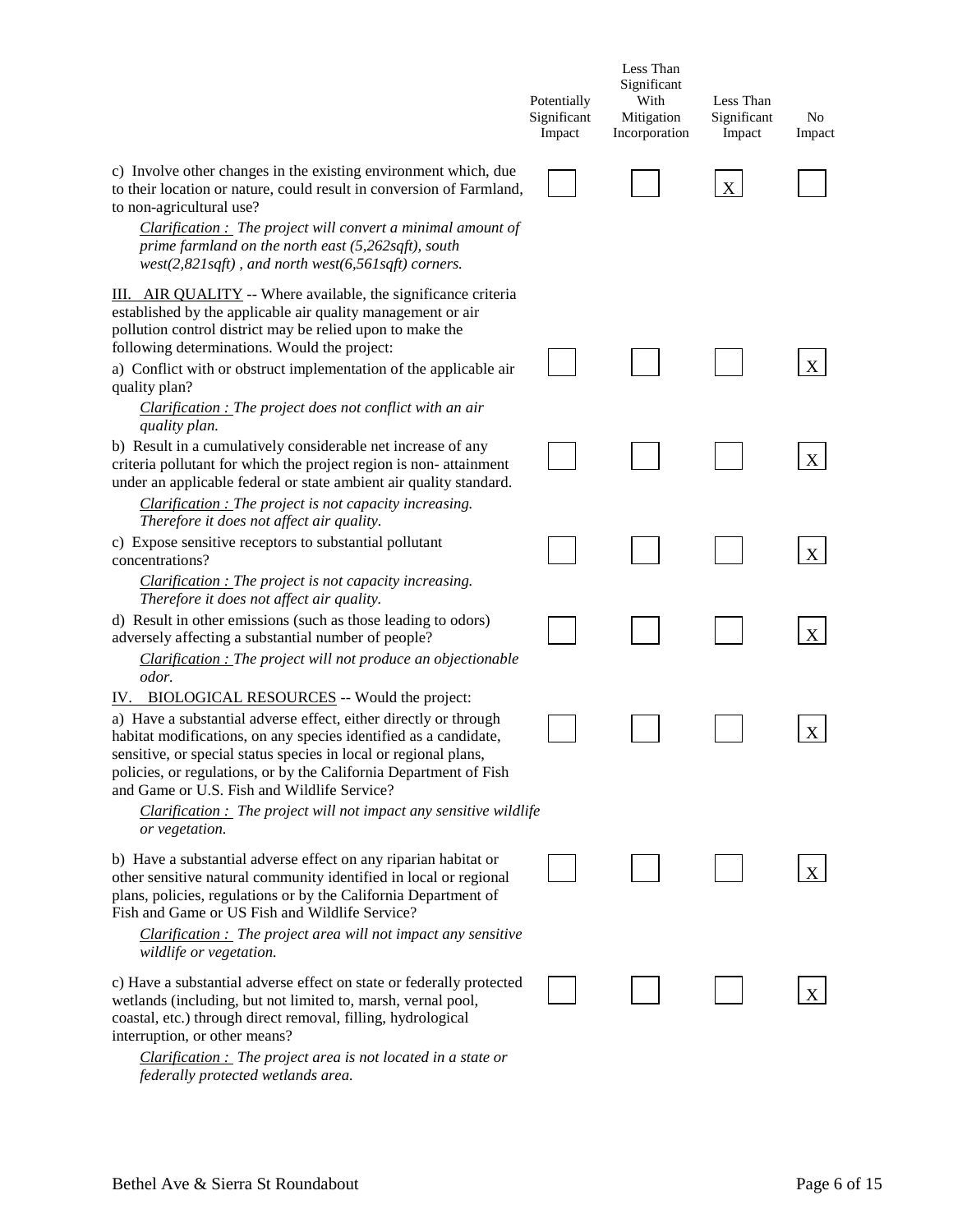| | Potentially Significant Impact | Less Than Significant With Mitigation Incorporation | Less Than Significant Impact | No Impact |
|---|---|---|---|---|
| c) Involve other changes in the existing environment which, due to their location or nature, could result in conversion of Farmland, to non-agricultural use?<br>*Clarification : The project will convert a minimal amount of prime farmland on the north east (5,262sqft), south west(2,821sqft) , and north west(6,561sqft) corners.* | | | X | |
| III. AIR QUALITY -- Where available, the significance criteria established by the applicable air quality management or air pollution control district may be relied upon to make the following determinations. Would the project: | | | | |
| a) Conflict with or obstruct implementation of the applicable air quality plan?<br>*Clarification : The project does not conflict with an air quality plan.* | | | | X |
| b) Result in a cumulatively considerable net increase of any criteria pollutant for which the project region is non- attainment under an applicable federal or state ambient air quality standard.<br>*Clarification : The project is not capacity increasing. Therefore it does not affect air quality.* | | | | X |
| c) Expose sensitive receptors to substantial pollutant concentrations?<br>*Clarification : The project is not capacity increasing. Therefore it does not affect air quality.* | | | | X |
| d) Result in other emissions (such as those leading to odors) adversely affecting a substantial number of people?<br>*Clarification : The project will not produce an objectionable odor.* | | | | X |
| IV. BIOLOGICAL RESOURCES -- Would the project: | | | | |
| a) Have a substantial adverse effect, either directly or through habitat modifications, on any species identified as a candidate, sensitive, or special status species in local or regional plans, policies, or regulations, or by the California Department of Fish and Game or U.S. Fish and Wildlife Service?<br>*Clarification : The project will not impact any sensitive wildlife or vegetation.* | | | | X |
| b) Have a substantial adverse effect on any riparian habitat or other sensitive natural community identified in local or regional plans, policies, regulations or by the California Department of Fish and Game or US Fish and Wildlife Service?<br>*Clarification : The project area will not impact any sensitive wildlife or vegetation.* | | | | X |
| c) Have a substantial adverse effect on state or federally protected wetlands (including, but not limited to, marsh, vernal pool, coastal, etc.) through direct removal, filling, hydrological interruption, or other means?<br>*Clarification : The project area is not located in a state or federally protected wetlands area.* | | | | X |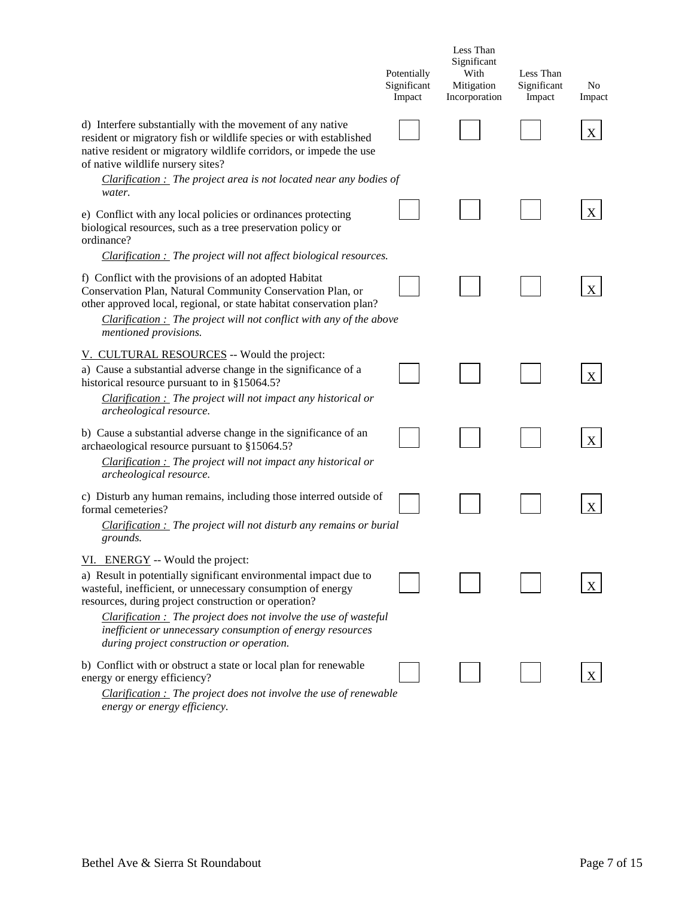| | Potentially Significant Impact | Less Than Significant With Mitigation Incorporation | Less Than Significant Impact | No Impact |
|---|---|---|---|---|
| d) Interfere substantially with the movement of any native resident or migratory fish or wildlife species or with established native resident or migratory wildlife corridors, or impede the use of native wildlife nursery sites?<br>*Clarification : The project area is not located near any bodies of water.* | | | | X |
| e) Conflict with any local policies or ordinances protecting biological resources, such as a tree preservation policy or ordinance?<br>*Clarification : The project will not affect biological resources.* | | | | X |
| f) Conflict with the provisions of an adopted Habitat Conservation Plan, Natural Community Conservation Plan, or other approved local, regional, or state habitat conservation plan?<br>*Clarification : The project will not conflict with any of the above mentioned provisions.* | | | | X |
| V. CULTURAL RESOURCES -- Would the project: | | | | |
| a) Cause a substantial adverse change in the significance of a historical resource pursuant to in §15064.5?<br>*Clarification : The project will not impact any historical or archeological resource.* | | | | X |
| b) Cause a substantial adverse change in the significance of an archaeological resource pursuant to §15064.5?<br>*Clarification : The project will not impact any historical or archeological resource.* | | | | X |
| c) Disturb any human remains, including those interred outside of formal cemeteries?<br>*Clarification : The project will not disturb any remains or burial grounds.* | | | | X |
| VI. ENERGY -- Would the project: | | | | |
| a) Result in potentially significant environmental impact due to wasteful, inefficient, or unnecessary consumption of energy resources, during project construction or operation?<br>*Clarification : The project does not involve the use of wasteful inefficient or unnecessary consumption of energy resources during project construction or operation.* | | | | X |
| b) Conflict with or obstruct a state or local plan for renewable energy or energy efficiency?<br>*Clarification : The project does not involve the use of renewable energy or energy efficiency.* | | | | X |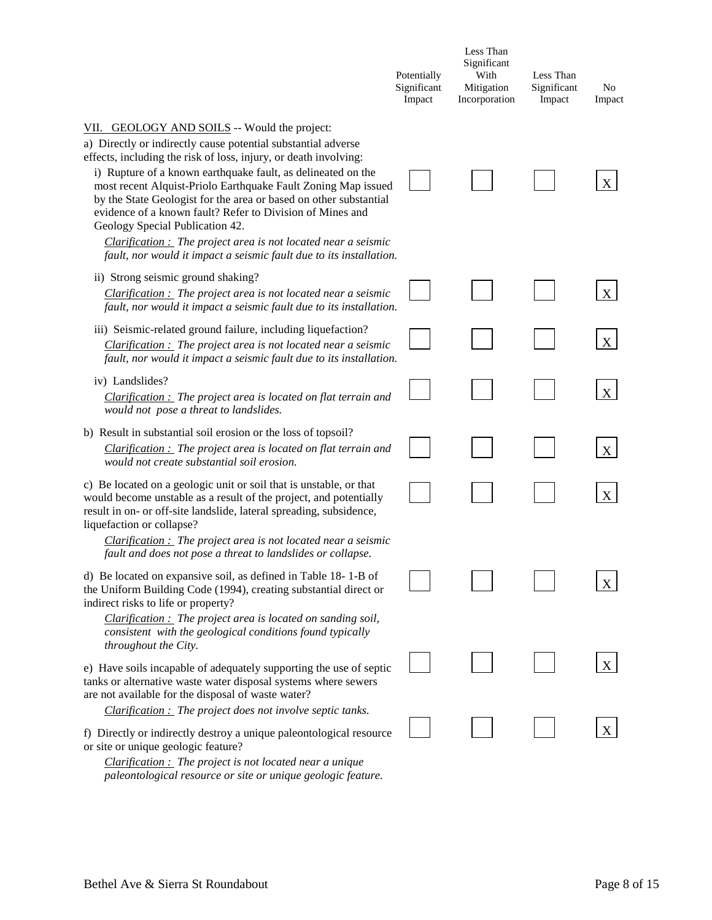| | Potentially Significant Impact | Less Than Significant With Mitigation Incorporation | Less Than Significant Impact | No Impact |
|---|---|---|---|---|
| <u>VII. GEOLOGY AND SOILS</u> -- Would the project: | | | | |
| a) Directly or indirectly cause potential substantial adverse effects, including the risk of loss, injury, or death involving: | | | | |
| i) Rupture of a known earthquake fault, as delineated on the most recent Alquist-Priolo Earthquake Fault Zoning Map issued by the State Geologist for the area or based on other substantial evidence of a known fault? Refer to Division of Mines and Geology Special Publication 42. *<u>Clarification :</u> The project area is not located near a seismic fault, nor would it impact a seismic fault due to its installation.* | | | | X |
| ii) Strong seismic ground shaking? *<u>Clarification :</u> The project area is not located near a seismic fault, nor would it impact a seismic fault due to its installation.* | | | | X |
| iii) Seismic-related ground failure, including liquefaction? *<u>Clarification :</u> The project area is not located near a seismic fault, nor would it impact a seismic fault due to its installation.* | | | | X |
| iv) Landslides? *<u>Clarification :</u> The project area is located on flat terrain and would not pose a threat to landslides.* | | | | X |
| b) Result in substantial soil erosion or the loss of topsoil? *<u>Clarification :</u> The project area is located on flat terrain and would not create substantial soil erosion.* | | | | X |
| c) Be located on a geologic unit or soil that is unstable, or that would become unstable as a result of the project, and potentially result in on- or off-site landslide, lateral spreading, subsidence, liquefaction or collapse? *<u>Clarification :</u> The project area is not located near a seismic fault and does not pose a threat to landslides or collapse.* | | | | X |
| d) Be located on expansive soil, as defined in Table 18- 1-B of the Uniform Building Code (1994), creating substantial direct or indirect risks to life or property? *<u>Clarification :</u> The project area is located on sanding soil, consistent with the geological conditions found typically throughout the City.* | | | | X |
| e) Have soils incapable of adequately supporting the use of septic tanks or alternative waste water disposal systems where sewers are not available for the disposal of waste water? *<u>Clarification :</u> The project does not involve septic tanks.* | | | | X |
| f) Directly or indirectly destroy a unique paleontological resource or site or unique geologic feature? *<u>Clarification :</u> The project is not located near a unique paleontological resource or site or unique geologic feature.* | | | | X |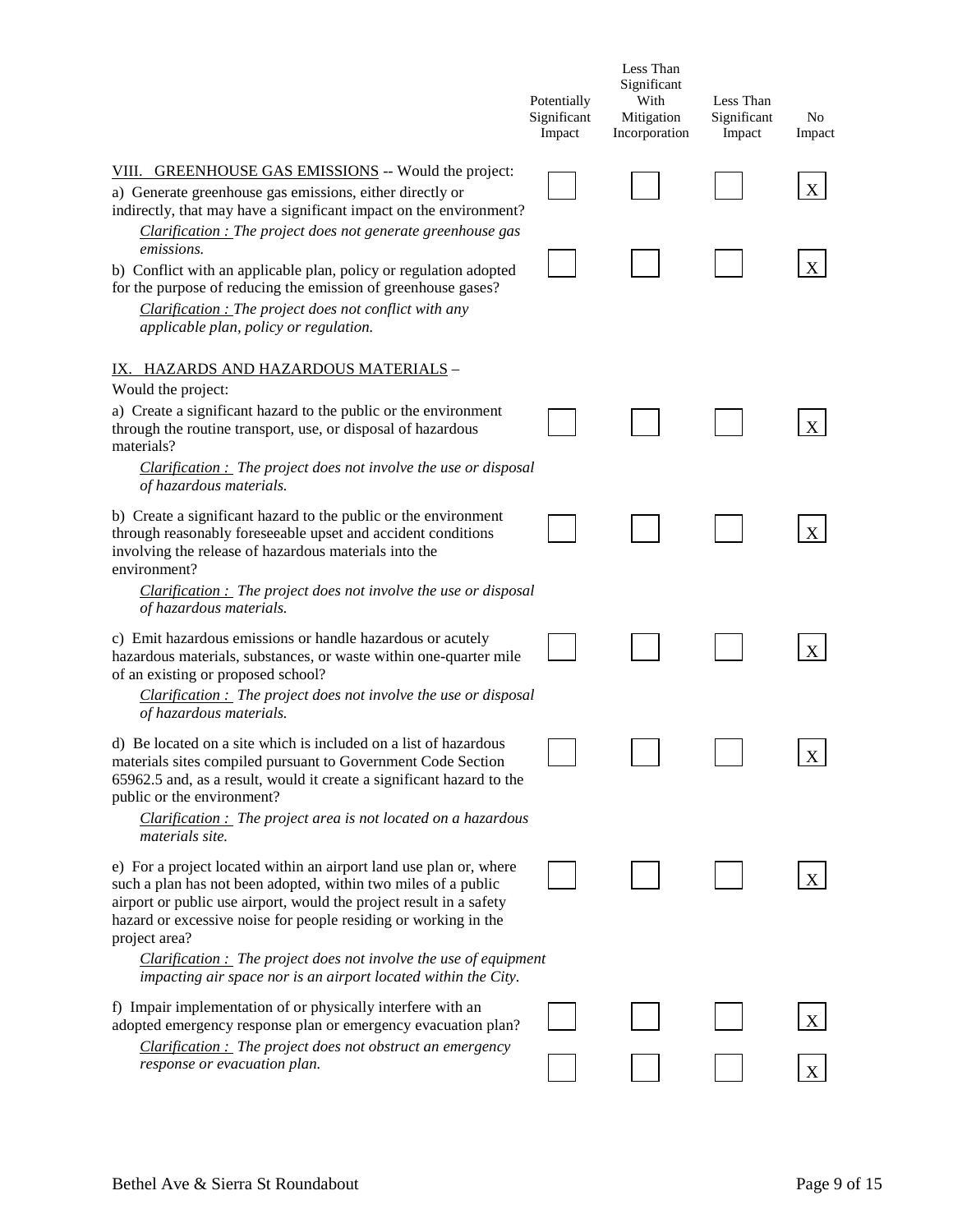| | Potentially Significant Impact | Less Than Significant With Mitigation Incorporation | Less Than Significant Impact | No Impact |
|---|---|---|---|---|
| <u>VIII. GREENHOUSE GAS EMISSIONS</u> -- Would the project: | | | | |
| a) Generate greenhouse gas emissions, either directly or indirectly, that may have a significant impact on the environment?<br>*<u>Clarification :</u> The project does not generate greenhouse gas emissions.* | | | | X |
| b) Conflict with an applicable plan, policy or regulation adopted for the purpose of reducing the emission of greenhouse gases?<br>*<u>Clarification :</u> The project does not conflict with any applicable plan, policy or regulation.* | | | | X |
| <u>IX. HAZARDS AND HAZARDOUS MATERIALS</u> – Would the project: | | | | |
| a) Create a significant hazard to the public or the environment through the routine transport, use, or disposal of hazardous materials?<br>*<u>Clarification :</u> The project does not involve the use or disposal of hazardous materials.* | | | | X |
| b) Create a significant hazard to the public or the environment through reasonably foreseeable upset and accident conditions involving the release of hazardous materials into the environment?<br>*<u>Clarification :</u> The project does not involve the use or disposal of hazardous materials.* | | | | X |
| c) Emit hazardous emissions or handle hazardous or acutely hazardous materials, substances, or waste within one-quarter mile of an existing or proposed school?<br>*<u>Clarification :</u> The project does not involve the use or disposal of hazardous materials.* | | | | X |
| d) Be located on a site which is included on a list of hazardous materials sites compiled pursuant to Government Code Section 65962.5 and, as a result, would it create a significant hazard to the public or the environment?<br>*<u>Clarification :</u> The project area is not located on a hazardous materials site.* | | | | X |
| e) For a project located within an airport land use plan or, where such a plan has not been adopted, within two miles of a public airport or public use airport, would the project result in a safety hazard or excessive noise for people residing or working in the project area?<br>*<u>Clarification :</u> The project does not involve the use of equipment impacting air space nor is an airport located within the City.* | | | | X |
| f) Impair implementation of or physically interfere with an adopted emergency response plan or emergency evacuation plan?<br>*<u>Clarification :</u> The project does not obstruct an emergency response or evacuation plan.* | | | | X |
| | | | | X |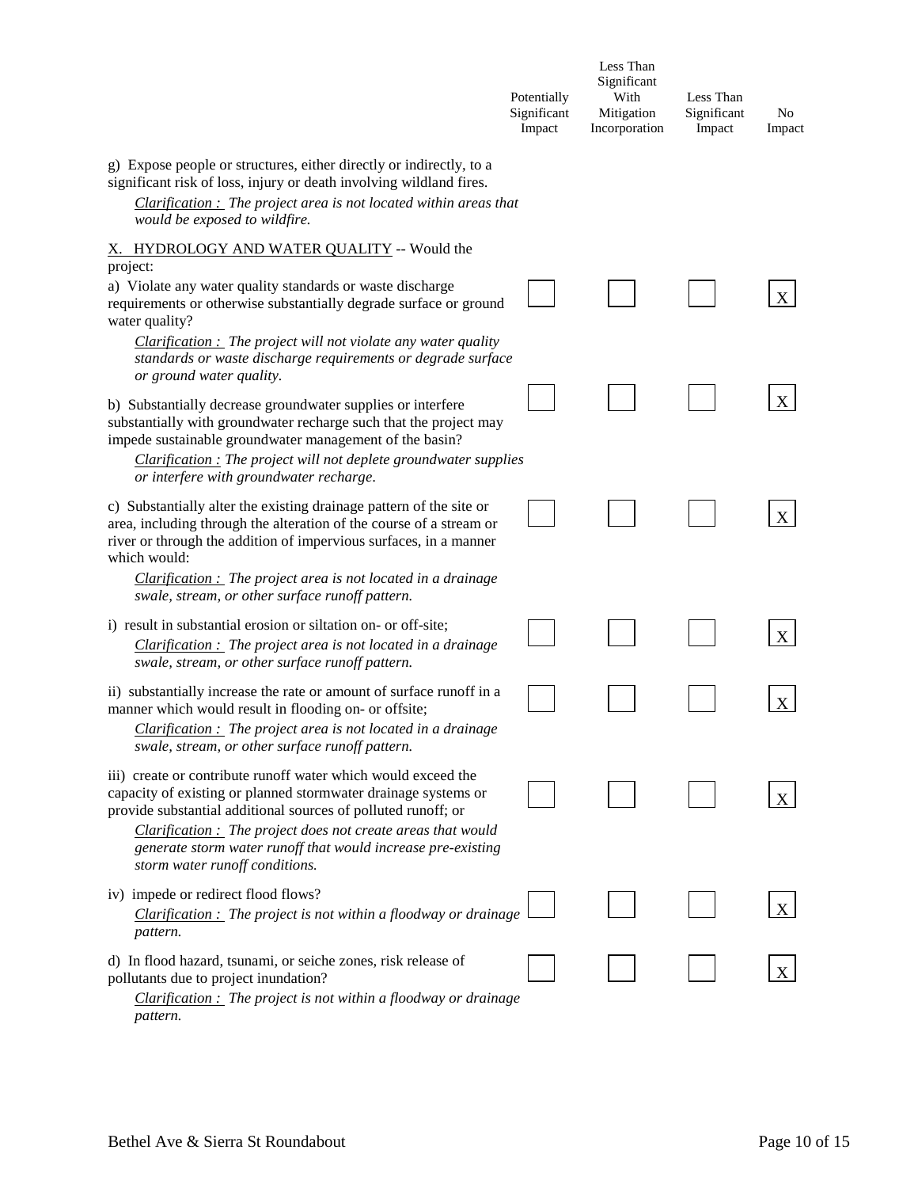| | Potentially Significant Impact | Less Than Significant With Mitigation Incorporation | Less Than Significant Impact | No Impact |
|---|---|---|---|---|
| g) Expose people or structures, either directly or indirectly, to a significant risk of loss, injury or death involving wildland fires.<br>*Clarification : The project area is not located within areas that would be exposed to wildfire.* | | | | |
| X. HYDROLOGY AND WATER QUALITY -- Would the project: | | | | |
| a) Violate any water quality standards or waste discharge requirements or otherwise substantially degrade surface or ground water quality?<br>*Clarification : The project will not violate any water quality standards or waste discharge requirements or degrade surface or ground water quality.* | ☐ | ☐ | ☐ | X |
| b) Substantially decrease groundwater supplies or interfere substantially with groundwater recharge such that the project may impede sustainable groundwater management of the basin?<br>*Clarification : The project will not deplete groundwater supplies or interfere with groundwater recharge.* | ☐ | ☐ | ☐ | X |
| c) Substantially alter the existing drainage pattern of the site or area, including through the alteration of the course of a stream or river or through the addition of impervious surfaces, in a manner which would:<br>*Clarification : The project area is not located in a drainage swale, stream, or other surface runoff pattern.* | ☐ | ☐ | ☐ | X |
| i) result in substantial erosion or siltation on- or off-site;<br>*Clarification : The project area is not located in a drainage swale, stream, or other surface runoff pattern.* | ☐ | ☐ | ☐ | X |
| ii) substantially increase the rate or amount of surface runoff in a manner which would result in flooding on- or offsite;<br>*Clarification : The project area is not located in a drainage swale, stream, or other surface runoff pattern.* | ☐ | ☐ | ☐ | X |
| iii) create or contribute runoff water which would exceed the capacity of existing or planned stormwater drainage systems or provide substantial additional sources of polluted runoff; or<br>*Clarification : The project does not create areas that would generate storm water runoff that would increase pre-existing storm water runoff conditions.* | ☐ | ☐ | ☐ | X |
| iv) impede or redirect flood flows?<br>*Clarification : The project is not within a floodway or drainage pattern.* | ☐ | ☐ | ☐ | X |
| d) In flood hazard, tsunami, or seiche zones, risk release of pollutants due to project inundation?<br>*Clarification : The project is not within a floodway or drainage pattern.* | ☐ | ☐ | ☐ | X |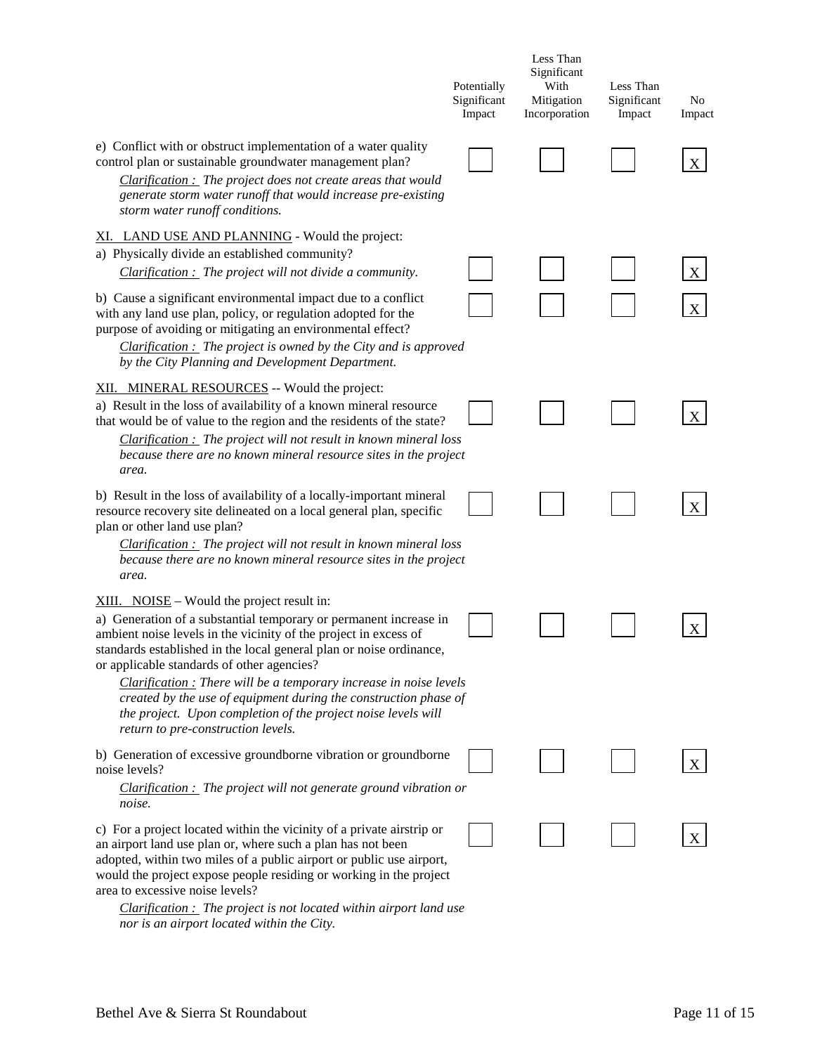| | Potentially Significant Impact | Less Than Significant With Mitigation Incorporation | Less Than Significant Impact | No Impact |
|---|---|---|---|---|
| e) Conflict with or obstruct implementation of a water quality control plan or sustainable groundwater management plan? *Clarification : The project does not create areas that would generate storm water runoff that would increase pre-existing storm water runoff conditions.* | | | | X |
| XI. LAND USE AND PLANNING - Would the project: | | | | |
| a) Physically divide an established community? *Clarification : The project will not divide a community.* | | | | X |
| b) Cause a significant environmental impact due to a conflict with any land use plan, policy, or regulation adopted for the purpose of avoiding or mitigating an environmental effect? *Clarification : The project is owned by the City and is approved by the City Planning and Development Department.* | | | | X |
| XII. MINERAL RESOURCES -- Would the project: | | | | |
| a) Result in the loss of availability of a known mineral resource that would be of value to the region and the residents of the state? *Clarification : The project will not result in known mineral loss because there are no known mineral resource sites in the project area.* | | | | X |
| b) Result in the loss of availability of a locally-important mineral resource recovery site delineated on a local general plan, specific plan or other land use plan? *Clarification : The project will not result in known mineral loss because there are no known mineral resource sites in the project area.* | | | | X |
| XIII. NOISE – Would the project result in: | | | | |
| a) Generation of a substantial temporary or permanent increase in ambient noise levels in the vicinity of the project in excess of standards established in the local general plan or noise ordinance, or applicable standards of other agencies? *Clarification : There will be a temporary increase in noise levels created by the use of equipment during the construction phase of the project. Upon completion of the project noise levels will return to pre-construction levels.* | | | | X |
| b) Generation of excessive groundborne vibration or groundborne noise levels? *Clarification : The project will not generate ground vibration or noise.* | | | | X |
| c) For a project located within the vicinity of a private airstrip or an airport land use plan or, where such a plan has not been adopted, within two miles of a public airport or public use airport, would the project expose people residing or working in the project area to excessive noise levels? *Clarification : The project is not located within airport land use nor is an airport located within the City.* | | | | X |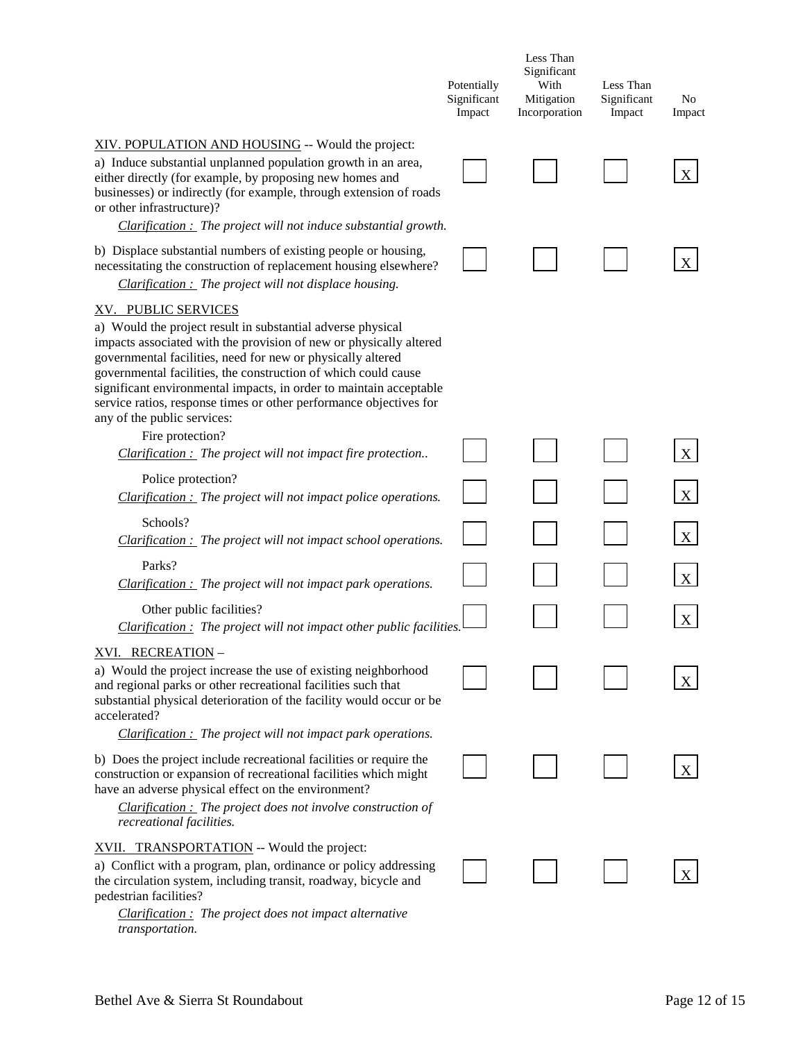| | Potentially Significant Impact | Less Than Significant With Mitigation Incorporation | Less Than Significant Impact | No Impact |
|---|---|---|---|---|
| **XIV. POPULATION AND HOUSING** -- Would the project: | | | | |
| a) Induce substantial unplanned population growth in an area, either directly (for example, by proposing new homes and businesses) or indirectly (for example, through extension of roads or other infrastructure)?<br>*Clarification : The project will not induce substantial growth.* | | | | X |
| b) Displace substantial numbers of existing people or housing, necessitating the construction of replacement housing elsewhere?<br>*Clarification : The project will not displace housing.* | | | | X |
| **XV. PUBLIC SERVICES** | | | | |
| a) Would the project result in substantial adverse physical impacts associated with the provision of new or physically altered governmental facilities, need for new or physically altered governmental facilities, the construction of which could cause significant environmental impacts, in order to maintain acceptable service ratios, response times or other performance objectives for any of the public services: | | | | |
| Fire protection?<br>*Clarification : The project will not impact fire protection..* | | | | X |
| Police protection?<br>*Clarification : The project will not impact police operations.* | | | | X |
| Schools?<br>*Clarification : The project will not impact school operations.* | | | | X |
| Parks?<br>*Clarification : The project will not impact park operations.* | | | | X |
| Other public facilities?<br>*Clarification : The project will not impact other public facilities.* | | | | X |
| **XVI. RECREATION** – | | | | |
| a) Would the project increase the use of existing neighborhood and regional parks or other recreational facilities such that substantial physical deterioration of the facility would occur or be accelerated?<br>*Clarification : The project will not impact park operations.* | | | | X |
| b) Does the project include recreational facilities or require the construction or expansion of recreational facilities which might have an adverse physical effect on the environment?<br>*Clarification : The project does not involve construction of recreational facilities.* | | | | X |
| **XVII. TRANSPORTATION** -- Would the project: | | | | |
| a) Conflict with a program, plan, ordinance or policy addressing the circulation system, including transit, roadway, bicycle and pedestrian facilities?<br>*Clarification : The project does not impact alternative transportation.* | | | | X |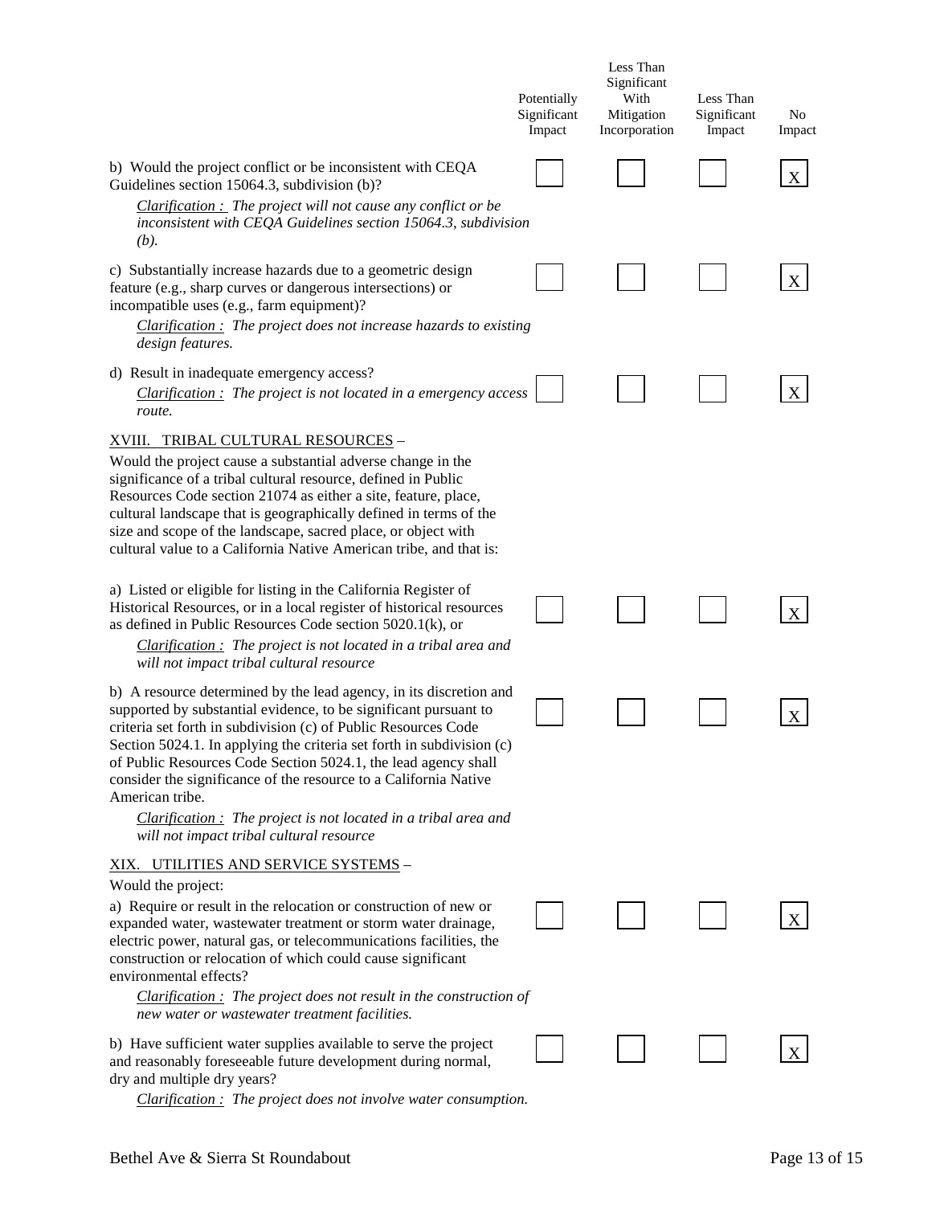| | Potentially Significant Impact | Less Than Significant With Mitigation Incorporation | Less Than Significant Impact | No Impact |
|---|---|---|---|---|
| b) Would the project conflict or be inconsistent with CEQA Guidelines section 15064.3, subdivision (b)?<br>*Clarification : The project will not cause any conflict or be inconsistent with CEQA Guidelines section 15064.3, subdivision (b).* | | | | X |
| c) Substantially increase hazards due to a geometric design feature (e.g., sharp curves or dangerous intersections) or incompatible uses (e.g., farm equipment)?<br>*Clarification : The project does not increase hazards to existing design features.* | | | | X |
| d) Result in inadequate emergency access?<br>*Clarification : The project is not located in a emergency access route.* | | | | X |
| **XVIII. TRIBAL CULTURAL RESOURCES** – Would the project cause a substantial adverse change in the significance of a tribal cultural resource, defined in Public Resources Code section 21074 as either a site, feature, place, cultural landscape that is geographically defined in terms of the size and scope of the landscape, sacred place, or object with cultural value to a California Native American tribe, and that is: | | | | |
| a) Listed or eligible for listing in the California Register of Historical Resources, or in a local register of historical resources as defined in Public Resources Code section 5020.1(k), or<br>*Clarification : The project is not located in a tribal area and will not impact tribal cultural resource* | | | | X |
| b) A resource determined by the lead agency, in its discretion and supported by substantial evidence, to be significant pursuant to criteria set forth in subdivision (c) of Public Resources Code Section 5024.1. In applying the criteria set forth in subdivision (c) of Public Resources Code Section 5024.1, the lead agency shall consider the significance of the resource to a California Native American tribe.<br>*Clarification : The project is not located in a tribal area and will not impact tribal cultural resource* | | | | X |
| **XIX. UTILITIES AND SERVICE SYSTEMS** – Would the project: | | | | |
| a) Require or result in the relocation or construction of new or expanded water, wastewater treatment or storm water drainage, electric power, natural gas, or telecommunications facilities, the construction or relocation of which could cause significant environmental effects?<br>*Clarification : The project does not result in the construction of new water or wastewater treatment facilities.* | | | | X |
| b) Have sufficient water supplies available to serve the project and reasonably foreseeable future development during normal, dry and multiple dry years?<br>*Clarification : The project does not involve water consumption.* | | | | X |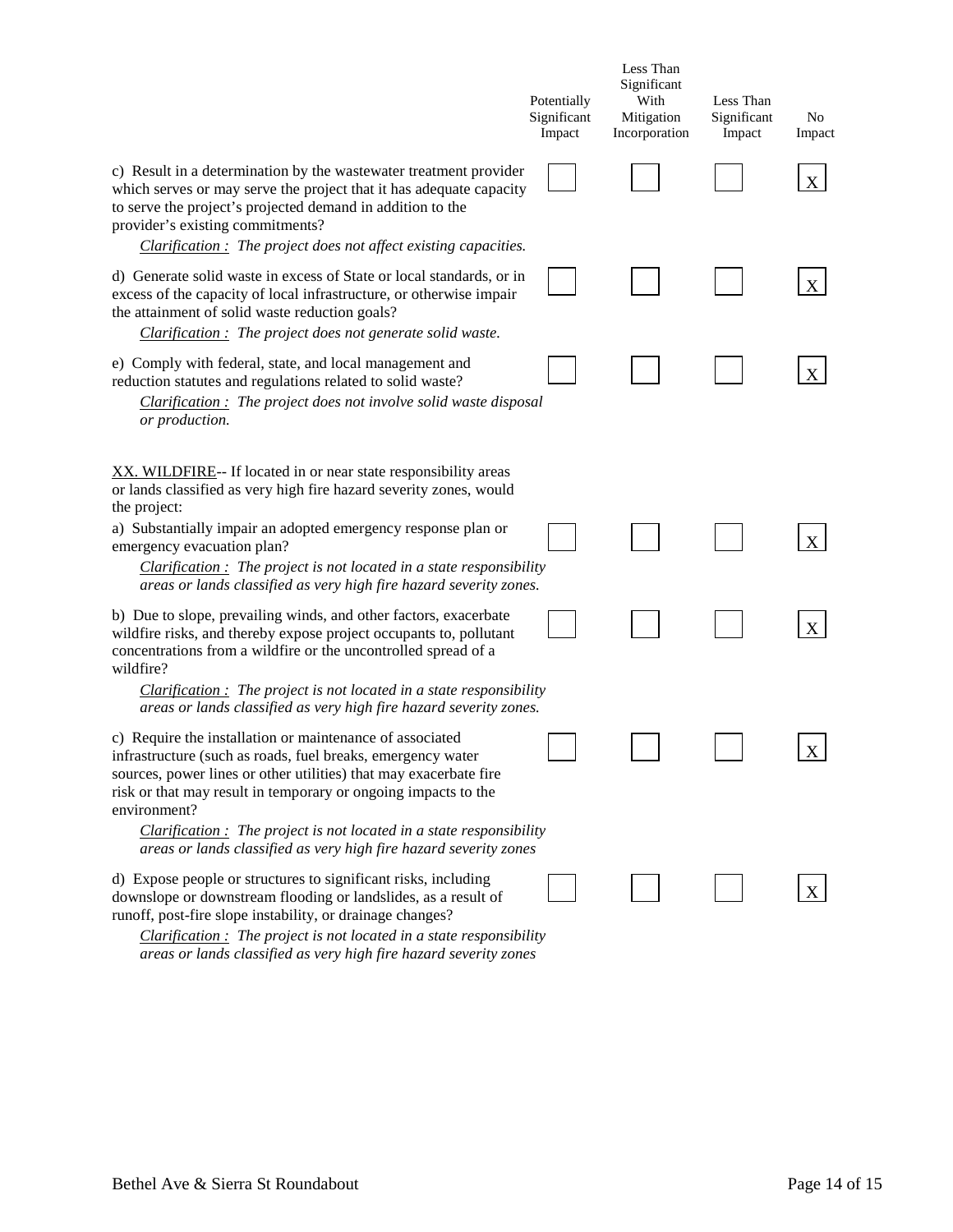| | Potentially Significant Impact | Less Than Significant With Mitigation Incorporation | Less Than Significant Impact | No Impact |
|---|---|---|---|---|
| c) Result in a determination by the wastewater treatment provider which serves or may serve the project that it has adequate capacity to serve the project's projected demand in addition to the provider's existing commitments?<br>*Clarification : The project does not affect existing capacities.* | | | | X |
| d) Generate solid waste in excess of State or local standards, or in excess of the capacity of local infrastructure, or otherwise impair the attainment of solid waste reduction goals?<br>*Clarification : The project does not generate solid waste.* | | | | X |
| e) Comply with federal, state, and local management and reduction statutes and regulations related to solid waste?<br>*Clarification : The project does not involve solid waste disposal or production.* | | | | X |
| XX. WILDFIRE-- If located in or near state responsibility areas or lands classified as very high fire hazard severity zones, would the project: | | | | |
| a) Substantially impair an adopted emergency response plan or emergency evacuation plan?<br>*Clarification : The project is not located in a state responsibility areas or lands classified as very high fire hazard severity zones.* | | | | X |
| b) Due to slope, prevailing winds, and other factors, exacerbate wildfire risks, and thereby expose project occupants to, pollutant concentrations from a wildfire or the uncontrolled spread of a wildfire?<br>*Clarification : The project is not located in a state responsibility areas or lands classified as very high fire hazard severity zones.* | | | | X |
| c) Require the installation or maintenance of associated infrastructure (such as roads, fuel breaks, emergency water sources, power lines or other utilities) that may exacerbate fire risk or that may result in temporary or ongoing impacts to the environment?<br>*Clarification : The project is not located in a state responsibility areas or lands classified as very high fire hazard severity zones* | | | | X |
| d) Expose people or structures to significant risks, including downslope or downstream flooding or landslides, as a result of runoff, post-fire slope instability, or drainage changes?<br>*Clarification : The project is not located in a state responsibility areas or lands classified as very high fire hazard severity zones* | | | | X |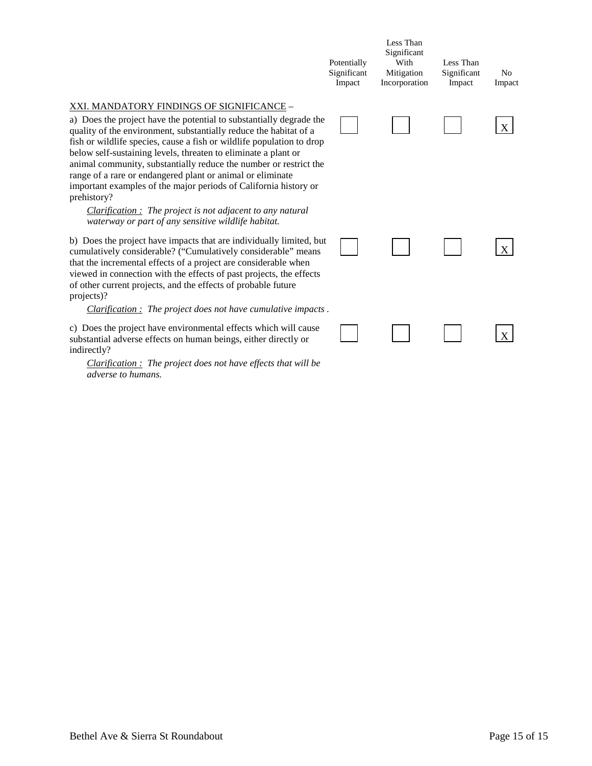| | Potentially Significant Impact | Less Than Significant With Mitigation Incorporation | Less Than Significant Impact | No Impact |
|---|---|---|---|---|
| XXI. MANDATORY FINDINGS OF SIGNIFICANCE – | | | | |
| a) Does the project have the potential to substantially degrade the quality of the environment, substantially reduce the habitat of a fish or wildlife species, cause a fish or wildlife population to drop below self-sustaining levels, threaten to eliminate a plant or animal community, substantially reduce the number or restrict the range of a rare or endangered plant or animal or eliminate important examples of the major periods of California history or prehistory? | | | | X |
| *Clarification : The project is not adjacent to any natural waterway or part of any sensitive wildlife habitat.* | | | | |
| b) Does the project have impacts that are individually limited, but cumulatively considerable? ("Cumulatively considerable" means that the incremental effects of a project are considerable when viewed in connection with the effects of past projects, the effects of other current projects, and the effects of probable future projects)? | | | | X |
| *Clarification : The project does not have cumulative impacts .* | | | | |
| c) Does the project have environmental effects which will cause substantial adverse effects on human beings, either directly or indirectly? | | | | X |
| *Clarification : The project does not have effects that will be adverse to humans.* | | | | |